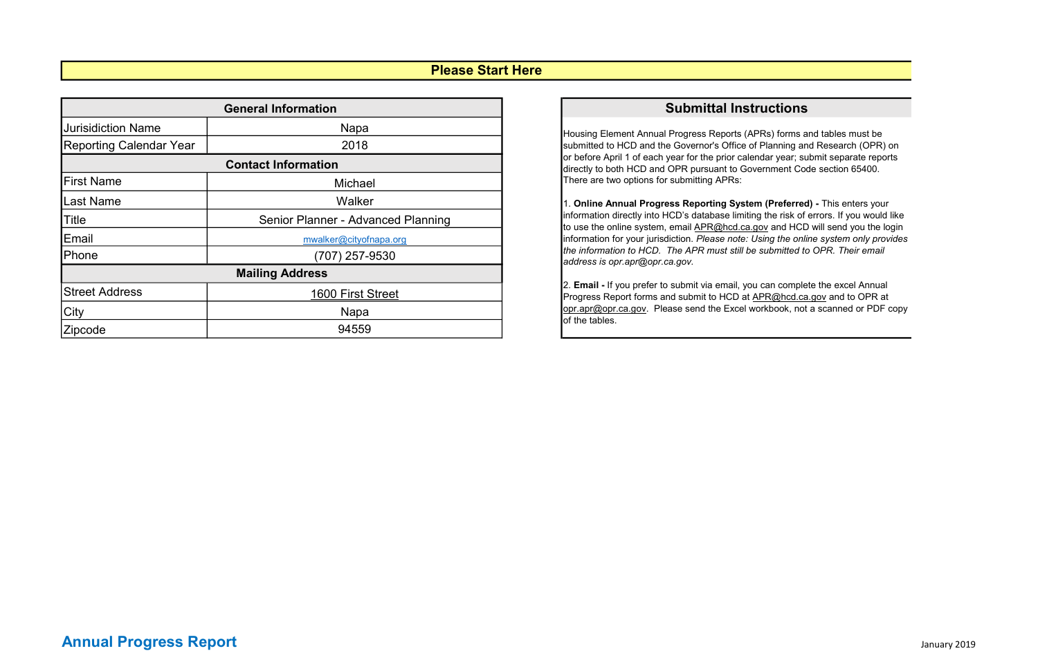# Please Start Here

| General Information | |
|---|---|
| Jurisidiction Name | Napa |
| Reporting Calendar Year | 2018 |
| **Contact Information** | |
| First Name | Michael |
| Last Name | Walker |
| Title | Senior Planner - Advanced Planning |
| Email | mwalker@cityofnapa.org |
| Phone | (707) 257-9530 |
| **Mailing Address** | |
| Street Address | 1600 First Street |
| City | Napa |
| Zipcode | 94559 |

## Submittal Instructions

Housing Element Annual Progress Reports (APRs) forms and tables must be submitted to HCD and the Governor's Office of Planning and Research (OPR) on or before April 1 of each year for the prior calendar year; submit separate reports directly to both HCD and OPR pursuant to Government Code section 65400. There are two options for submitting APRs:

1. **Online Annual Progress Reporting System (Preferred) -** This enters your information directly into HCD's database limiting the risk of errors. If you would like to use the online system, email APR@hcd.ca.gov and HCD will send you the login information for your jurisdiction. *Please note: Using the online system only provides the information to HCD. The APR must still be submitted to OPR. Their email address is opr.apr@opr.ca.gov.*

2. **Email -** If you prefer to submit via email, you can complete the excel Annual Progress Report forms and submit to HCD at APR@hcd.ca.gov and to OPR at opr.apr@opr.ca.gov. Please send the Excel workbook, not a scanned or PDF copy of the tables.

Annual Progress Report

January 2019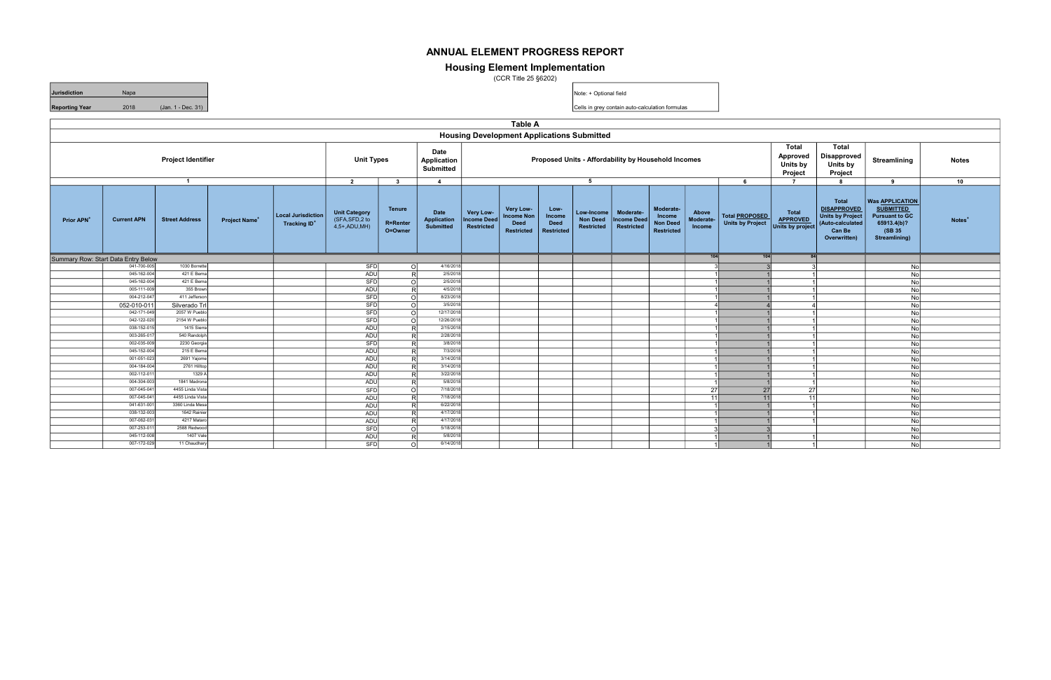# ANNUAL ELEMENT PROGRESS REPORT

## Housing Element Implementation

(CCR Title 25 §6202)

| | | |
|---|---|---|
| **Jurisdiction** | Napa | |
| **Reporting Year** | 2018 | (Jan. 1 - Dec. 31) |

Note: + Optional field

Cells in grey contain auto-calculation formulas

### Table A

### Housing Development Applications Submitted

| Project Identifier | | | | | Unit Types | | Date Application Submitted | Proposed Units - Affordability by Household Incomes | | | | | | | | Total Approved Units by Project | Total Disapproved Units by Project | Streamlining | Notes |
|---|---|---|---|---|---|---|---|---|---|---|---|---|---|---|---|---|---|---|---|
| 1 | | | | | 2 | 3 | 4 | 5 | | | | | | | 6 | 7 | 8 | 9 | 10 |
| Prior APN+ | Current APN | Street Address | Project Name+ | Local Jurisdiction Tracking ID+ | Unit Category (SFA,SFD,2 to 4,5+,ADU,MH) | Tenure R=Renter O=Owner | Date Application Submitted | Very Low-Income Deed Restricted | Very Low-Income Non Deed Restricted | Low-Income Deed Restricted | Low-Income Non Deed Restricted | Moderate-Income Deed Restricted | Moderate-Income Non Deed Restricted | Above Moderate-Income | Total PROPOSED Units by Project | Total APPROVED Units by project | Total DISAPPROVED Units by Project (Auto-calculated Can Be Overwritten) | Was APPLICATION SUBMITTED Pursuant to GC 65913.4(b)? (SB 35 Streamlining) | Notes+ |
| Summary Row: Start Data Entry Below | | | | | | | | | | | | | | 104 | 104 | 84 | | | |
| | 041-700-005 | 1030 Borrette | | | SFD | O | 4/16/2018 | | | | | | | 3 | 3 | 3 | | No | |
| | 045-162-004 | 421 E Berna | | | ADU | R | 2/5/2018 | | | | | | | 1 | 1 | 1 | | No | |
| | 045-162-004 | 421 E Berna | | | SFD | O | 2/5/2018 | | | | | | | 1 | 1 | 1 | | No | |
| | 005-111-009 | 355 Brown | | | ADU | R | 4/5/2018 | | | | | | | 1 | 1 | 1 | | No | |
| | 004-212-047 | 411 Jefferson | | | SFD | O | 8/23/2018 | | | | | | | 1 | 1 | 1 | | No | |
| | 052-010-011 | Silverado Trl | | | SFD | O | 3/5/2018 | | | | | | | 4 | 4 | 4 | | No | |
| | 042-171-049 | 2057 W Pueblo | | | SFD | O | 12/17/2018 | | | | | | | 1 | 1 | 1 | | No | |
| | 042-122-020 | 2154 W Pueblo | | | SFD | O | 12/26/2018 | | | | | | | 1 | 1 | 1 | | No | |
| | 038-152-015 | 1415 Sierra | | | ADU | R | 2/15/2018 | | | | | | | 1 | 1 | 1 | | No | |
| | 003-265-017 | 540 Randolph | | | ADU | R | 2/28/2018 | | | | | | | 1 | 1 | 1 | | No | |
| | 002-035-009 | 2230 Georgia | | | SFD | R | 3/8/2018 | | | | | | | 1 | 1 | 1 | | No | |
| | 045-152-004 | 215 E Berna | | | ADU | R | 7/3/2018 | | | | | | | 1 | 1 | 1 | | No | |
| | 001-051-023 | 2691 Yajome | | | ADU | R | 3/14/2018 | | | | | | | 1 | 1 | 1 | | No | |
| | 004-184-004 | 2761 Hilltop | | | ADU | R | 3/14/2018 | | | | | | | 1 | 1 | 1 | | No | |
| | 002-112-011 | 1329 A | | | ADU | R | 3/22/2018 | | | | | | | 1 | 1 | 1 | | No | |
| | 004-304-003 | 1841 Madrona | | | ADU | R | 5/8/2018 | | | | | | | 1 | 1 | 1 | | No | |
| | 007-045-041 | 4455 Linda Vista | | | SFD | O | 7/18/2018 | | | | | | | 27 | 27 | 27 | | No | |
| | 007-045-041 | 4455 Linda Vista | | | ADU | R | 7/18/2018 | | | | | | | 11 | 11 | 11 | | No | |
| | 041-631-001 | 3360 Linda Mesa | | | ADU | R | 6/22/2018 | | | | | | | 1 | 1 | 1 | | No | |
| | 038-132-003 | 1642 Rainier | | | ADU | R | 4/17/2018 | | | | | | | 1 | 1 | 1 | | No | |
| | 007-062-031 | 4217 Mataro | | | ADU | R | 4/17/2018 | | | | | | | 1 | 1 | 1 | | No | |
| | 007-253-011 | 2588 Redwood | | | SFD | O | 5/18/2018 | | | | | | | 3 | 3 | | | No | |
| | 045-112-008 | 1407 Vale | | | ADU | R | 5/8/2018 | | | | | | | 1 | 1 | 1 | | No | |
| | 007-172-029 | 11 Chaudhary | | | SFD | O | 6/14/2018 | | | | | | | 1 | 1 | 1 | | No | |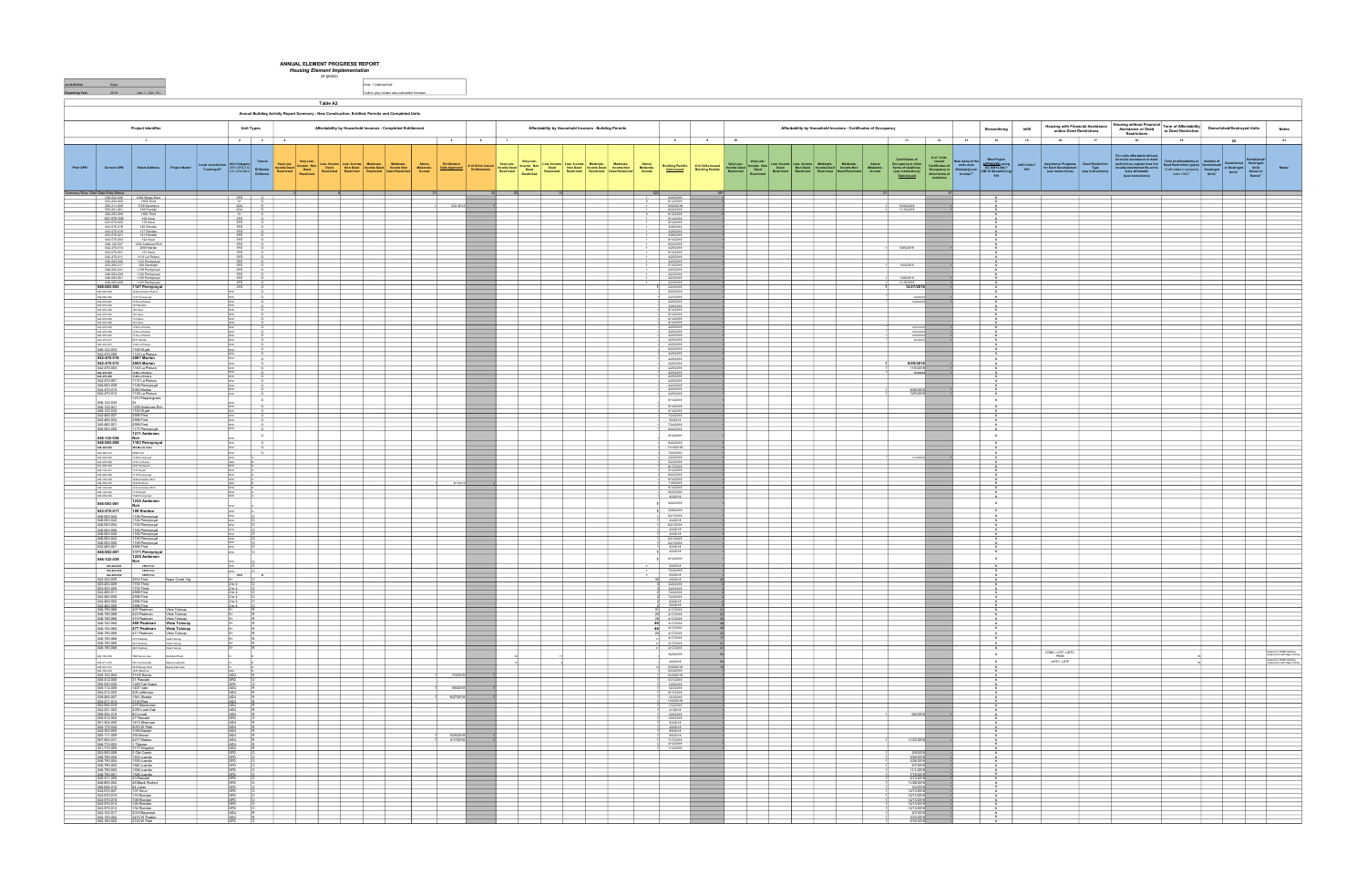# ANNUAL ELEMENT PROGRESS REPORT

## Housing Element Implementation

| Jurisdiction | Napa |
|---|---|
| Reporting Year | 2019 (Jan. 1 - Dec. 31) |

Note: + Optional field

Cells in grey contain auto-calculation formulas

### Table A2

**Annual Building Activity Report Summary - New Construction, Entitled, Permits and Completed Units**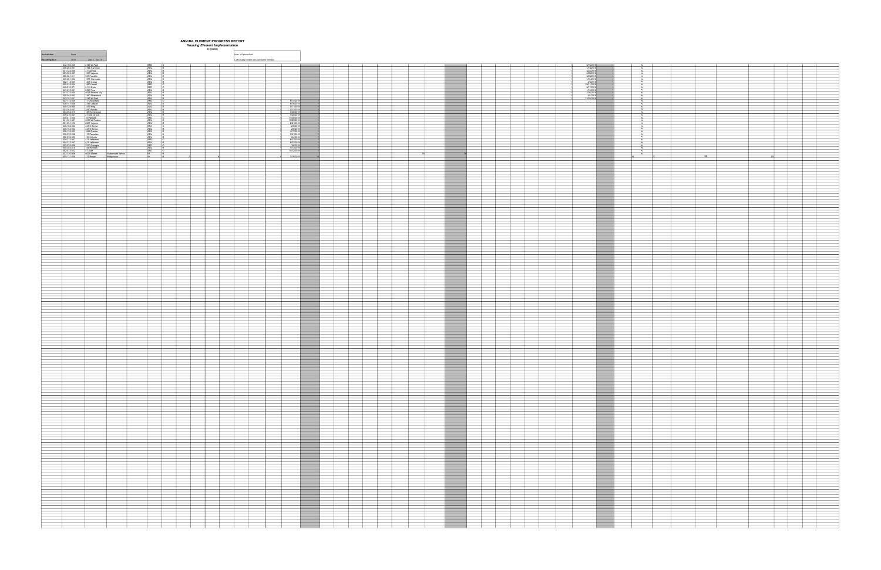# ANNUAL ELEMENT PROGRESS REPORT

### *Housing Element Implementation*

(CCR Title 25 §6202)

| Jurisdiction | Napa | |
|---|---|---|
| Reporting Year | 2019 | (Jan. 1 - Dec. 31) |

Note: + Optional field

Cells in grey contain auto-calculation formulas

| APN | Street Address | Project Name | Unit Category | Tenure | Entitled: Very Low | Entitled: Low | Entitled: Above Moderate | Entitlement Date Approved | # of Units Issued Entitlements | Building Permits: Above Moderate | # of Units Issued Building Permits | Certificates of Occupancy: Above Moderate | Certificates of Occupancy Date Issued | # of Units Issued Certificates of Occupancy | | | | |
|---|---|---|---|---|---|---|---|---|---|---|---|---|---|---|---|---|---|---|
| 042-180-025 | 2728 W. Park | | SFD | O | | | | | | | | 1 | 5/15/2019 | 1 | N | | | |
| 038-283-001 | 1784 Hamilton | | ADU | R | | | | | | | | 1 | 1/15/2019 | 1 | N | | | |
| 051-253-008 | 51 Camilla | | ADU | R | | | | | | | | 1 | 3/20/2019 | 1 | N | | | |
| 003-053-007 | 1582 Yajome | | ADU | R | | | | | | | | 1 | 6/22/2019 | 1 | N | | | |
| 006-061-011 | 533 Franklin | | ADU | R | | | | | | | | 1 | 5/20/2019 | 1 | N | | | |
| 048-061-006 | 1577 Shimada | | ADU | R | | | | | | | | 1 | 1/31/2019 | 1 | N | | | |
| 002-132-007 | 1425 Cedar | | ADU | R | | | | | | | | 1 | 4/8/2019 | 1 | N | | | |
| 005-070-024 | 1990 Laurel | | SFD | O | | | | | | | | 1 | 10/11/2019 | 1 | N | | | |
| 046-212-071 | 91 El Nido | | SFD | O | | | | | | | | 1 | 9/11/2019 | 1 | N | | | |
| 043-270-021 | 2027 Pine | | ADU | R | | | | | | | | 1 | 7/12/2019 | 1 | N | | | |
| 041-053-004 | 4051 Brewers Vly | | ADU | R | | | | | | | | 1 | 2/26/2019 | 1 | N | | | |
| 003-044-002 | 1492 Sherwood | | ADU | R | | | | | | | | 1 | 4/4/2019 | 1 | N | | | |
| 042-190-027 | 2142 W. Park | | ADU | R | | | | | | | | 1 | 12/26/2019 | 1 | N | | | |
| 007-172-025 | 11 Chaudhary | | SFD | O | | | 1 | 6/10/2019 | 1 | | | | | | N | | | |
| 006-141-006 | 3161 Lassen | | ADU | R | | | 1 | 6/19/2019 | 1 | | | | | | N | | | |
| 046-125-005 | 1377 Roig | | ADU | R | | | 1 | 7/11/2019 | 1 | | | | | | N | | | |
| 001-063-007 | 2440 Pacific | | ADU | R | | | 1 | 7/15/2019 | 1 | | | | | | N | | | |
| 004-052-017 | 165 Hermosa | | ADU | R | | | 1 | 7/26/2019 | 1 | | | | | | N | | | |
| 045-212-007 | 21 Oak Grove | | ADU | R | | | 1 | 7/28/2019 | 1 | | | | | | N | | | |
| 046-411-009 | 10 Pascale | | SFD | O | | | 1 | 11/20/2019 | 1 | | | | | | N | | | |
| 001-191-001 | 2733 W. Pueblo | | ADU | R | | | 1 | 10/23/2019 | 1 | | | | | | N | | | |
| 001-051-023 | 2681 Yajome | | ADU | R | | | 1 | 2/21/2019 | 1 | | | | | | N | | | |
| 045-152-054 | 431 E Bernie | | SFA | O | | | 1 | 2/6/2019 | 1 | | | | | | N | | | |
| 045-152-053 | 433 E Bernie | | ADU | R | | | 1 | 2/6/2019 | 1 | | | | | | N | | | |
| 040-332-069 | 2065 Roscoe | | ADU | R | | | 1 | 8/17/2019 | 1 | | | | | | N | | | |
| 038-070-086 | 119 Paradise | | ADU | R | | | 1 | 9/23/2019 | 1 | | | | | | N | | | |
| 003-270-003 | 138 Hillside | | ADU | R | | | 1 | 8/8/2019 | 1 | | | | | | N | | | |
| 052-372-007 | 577 Jefferson | | SFD | O | | | 1 | 8/23/2019 | 1 | | | | | | N | | | |
| 052-372-007 | 577 Jefferson | | ADU | R | | | 1 | 8/23/2019 | 1 | | | | | | N | | | |
| 003-372-008 | 2426 Georgia | | SFD | O | | | 1 | 9/5/2019 | 1 | | | | | | N | | | |
| 003-363-019 | 1452 Seminary | | ADU | R | | | 1 | 7/18/2019 | 1 | | | | | | N | | | |
| 052-472-002 | 41 Syar | | SFD | O | | | 1 | 10/15/2019 | 1 | | | | | | N | | | |
| 007-153-008 | 3025 Marker | Watermark Senior | 5+ | R | | | | | | 75 | 75 | | | | | | | |
| 003-131-038 | 132 Brown | Bridgeview | 5+ | R | 2 | 6 | 8 | 11/6/2019 | 16 | | | | | | N | Y | DB | 33 |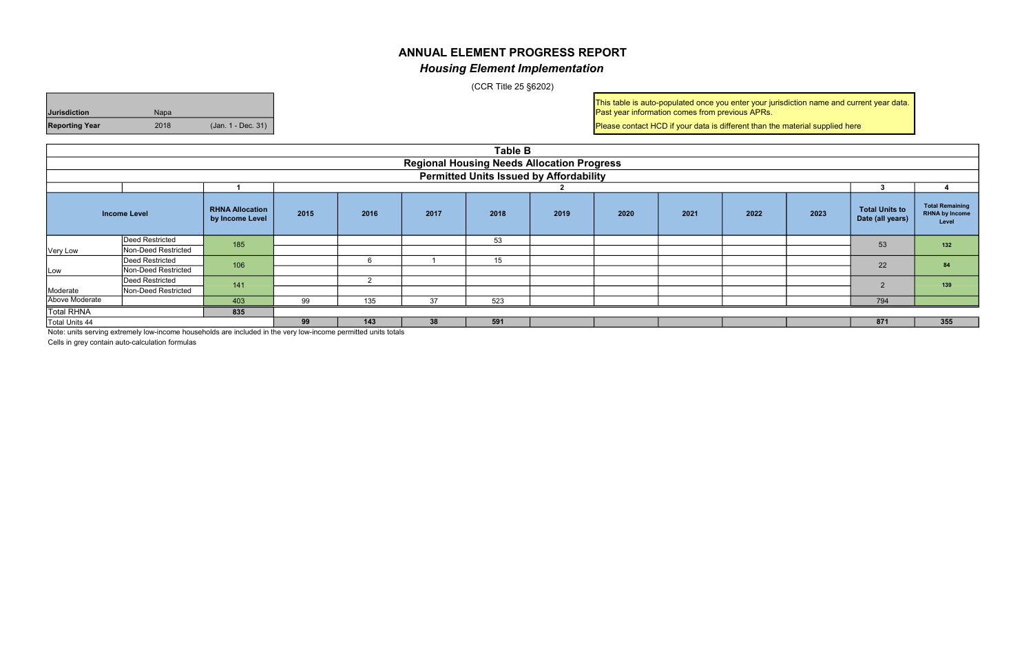# ANNUAL ELEMENT PROGRESS REPORT

## *Housing Element Implementation*

(CCR Title 25 §6202)

| **Jurisdiction** | Napa | |
|---|---|---|
| **Reporting Year** | 2018 | (Jan. 1 - Dec. 31) |

This table is auto-populated once you enter your jurisdiction name and current year data. Past year information comes from previous APRs.

Please contact HCD if your data is different than the material supplied here

| **Table B** | | | | | | | | | | | | | |
|---|---|---|---|---|---|---|---|---|---|---|---|---|---|
| **Regional Housing Needs Allocation Progress** | | | | | | | | | | | | | |
| **Permitted Units Issued by Affordability** | | | | | | | | | | | | | |
| | | **1** | **2** | | | | | | | | | **3** | **4** |
| **Income Level** | | **RHNA Allocation by Income Level** | **2015** | **2016** | **2017** | **2018** | **2019** | **2020** | **2021** | **2022** | **2023** | **Total Units to Date (all years)** | **Total Remaining RHNA by Income Level** |
| Very Low | Deed Restricted | 185 | | | | 53 | | | | | | 53 | 132 |
| | Non-Deed Restricted | | | | | | | | | | | | |
| Low | Deed Restricted | 106 | | 6 | 1 | 15 | | | | | | 22 | 84 |
| | Non-Deed Restricted | | | | | | | | | | | | |
| Moderate | Deed Restricted | 141 | | 2 | | | | | | | | 2 | 139 |
| | Non-Deed Restricted | | | | | | | | | | | | |
| Above Moderate | | 403 | 99 | 135 | 37 | 523 | | | | | | 794 | |
| Total RHNA | | 835 | | | | | | | | | | | |
| Total Units 44 | | | 99 | 143 | 38 | 591 | | | | | | 871 | 355 |

Note: units serving extremely low-income households are included in the very low-income permitted units totals

Cells in grey contain auto-calculation formulas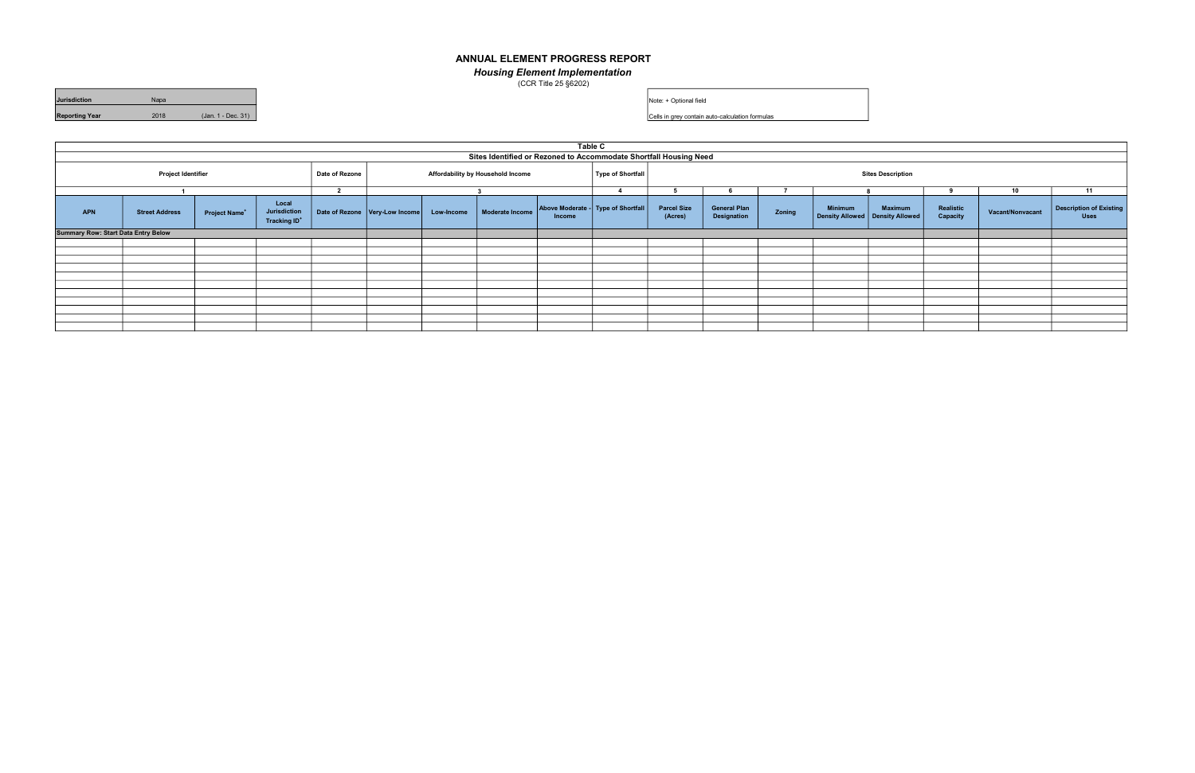# ANNUAL ELEMENT PROGRESS REPORT

***Housing Element Implementation***

(CCR Title 25 §6202)

| | | |
|---|---|---|
| **Jurisdiction** | Napa | |
| **Reporting Year** | 2018 | (Jan. 1 - Dec. 31) |

Note: + Optional field

Cells in grey contain auto-calculation formulas

| **Table C** | | | | | | | | | | | | | | | | | | |
|---|---|---|---|---|---|---|---|---|---|---|---|---|---|---|---|---|---|---|
| **Sites Identified or Rezoned to Accommodate Shortfall Housing Need** | | | | | | | | | | | | | | | | | | |
| **Project Identifier** | | | | **Date of Rezone** | **Affordability by Household Income** | | | | **Type of Shortfall** | **Sites Description** | | | | | | | | |
| **1** | | | | **2** | **3** | | | | **4** | **5** | **6** | **7** | **8** | | **9** | **10** | **11** | |
| **APN** | **Street Address** | **Project Name+** | **Local Jurisdiction Tracking ID+** | **Date of Rezone** | **Very-Low Income** | **Low-Income** | **Moderate Income** | **Above Moderate - Income** | **Type of Shortfall** | **Parcel Size (Acres)** | **General Plan Designation** | **Zoning** | **Minimum Density Allowed** | **Maximum Density Allowed** | **Realistic Capacity** | **Vacant/Nonvacant** | **Description of Existing Uses** | |
| **Summary Row: Start Data Entry Below** | | | | | | | | | | | | | | | | | | |
| | | | | | | | | | | | | | | | | | | |
| | | | | | | | | | | | | | | | | | | |
| | | | | | | | | | | | | | | | | | | |
| | | | | | | | | | | | | | | | | | | |
| | | | | | | | | | | | | | | | | | | |
| | | | | | | | | | | | | | | | | | | |
| | | | | | | | | | | | | | | | | | | |
| | | | | | | | | | | | | | | | | | | |
| | | | | | | | | | | | | | | | | | | |
| | | | | | | | | | | | | | | | | | | |
| | | | | | | | | | | | | | | | | | | |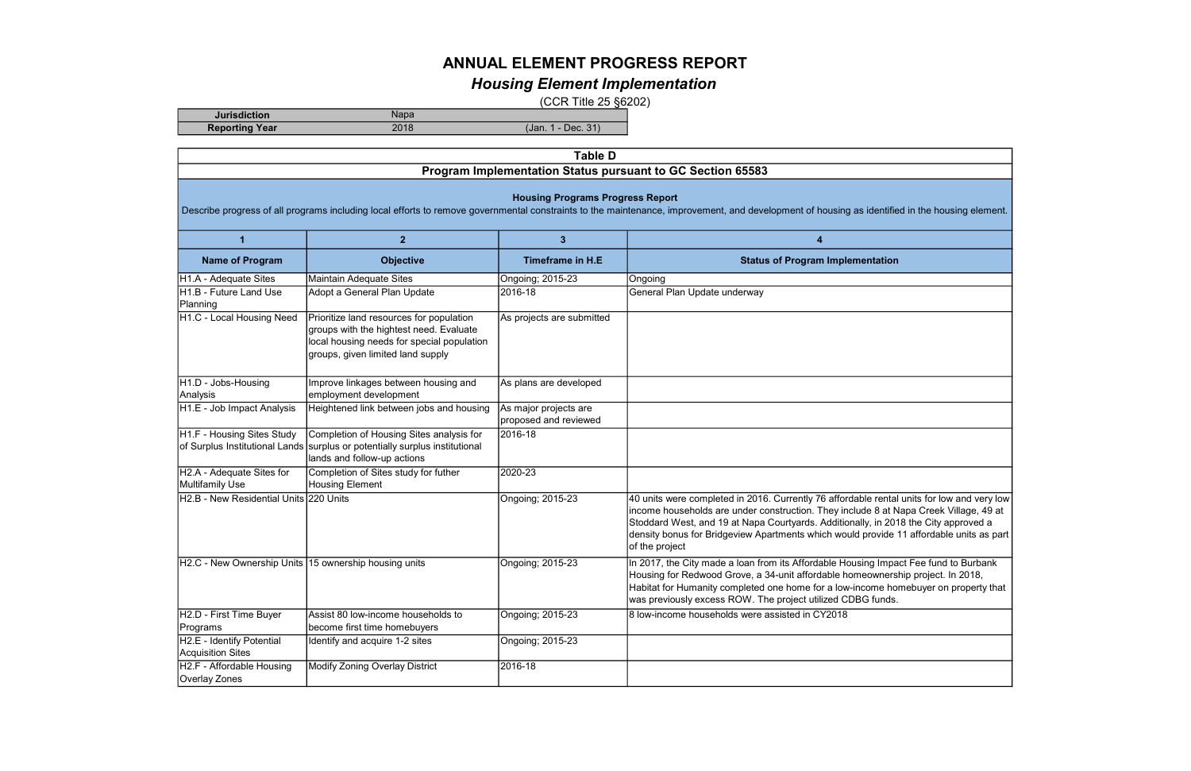# ANNUAL ELEMENT PROGRESS REPORT

## *Housing Element Implementation*

(CCR Title 25 §6202)

| Jurisdiction | Napa | |
|---|---|---|
| Reporting Year | 2018 | (Jan. 1 - Dec. 31) |

**Table D**

**Program Implementation Status pursuant to GC Section 65583**

**Housing Programs Progress Report**

Describe progress of all programs including local efforts to remove governmental constraints to the maintenance, improvement, and development of housing as identified in the housing element.

| 1 | 2 | 3 | 4 |
|---|---|---|---|
| **Name of Program** | **Objective** | **Timeframe in H.E** | **Status of Program Implementation** |
| H1.A - Adequate Sites | Maintain Adequate Sites | Ongoing; 2015-23 | Ongoing |
| H1.B - Future Land Use Planning | Adopt a General Plan Update | 2016-18 | General Plan Update underway |
| H1.C - Local Housing Need | Prioritize land resources for population groups with the hightest need. Evaluate local housing needs for special population groups, given limited land supply | As projects are submitted | |
| H1.D - Jobs-Housing Analysis | Improve linkages between housing and employment development | As plans are developed | |
| H1.E - Job Impact Analysis | Heightened link between jobs and housing | As major projects are proposed and reviewed | |
| H1.F - Housing Sites Study of Surplus Institutional Lands | Completion of Housing Sites analysis for surplus or potentially surplus institutional lands and follow-up actions | 2016-18 | |
| H2.A - Adequate Sites for Multifamily Use | Completion of Sites study for futher Housing Element | 2020-23 | |
| H2.B - New Residential Units | 220 Units | Ongoing; 2015-23 | 40 units were completed in 2016. Currently 76 affordable rental units for low and very low income households are under construction. They include 8 at Napa Creek Village, 49 at Stoddard West, and 19 at Napa Courtyards. Additionally, in 2018 the City approved a density bonus for Bridgeview Apartments which would provide 11 affordable units as part of the project |
| H2.C - New Ownership Units | 15 ownership housing units | Ongoing; 2015-23 | In 2017, the City made a loan from its Affordable Housing Impact Fee fund to Burbank Housing for Redwood Grove, a 34-unit affordable homeownership project. In 2018, Habitat for Humanity completed one home for a low-income homebuyer on property that was previously excess ROW. The project utilized CDBG funds. |
| H2.D - First Time Buyer Programs | Assist 80 low-income households to become first time homebuyers | Ongoing; 2015-23 | 8 low-income households were assisted in CY2018 |
| H2.E - Identify Potential Acquisition Sites | Identify and acquire 1-2 sites | Ongoing; 2015-23 | |
| H2.F - Affordable Housing Overlay Zones | Modify Zoning Overlay District | 2016-18 | |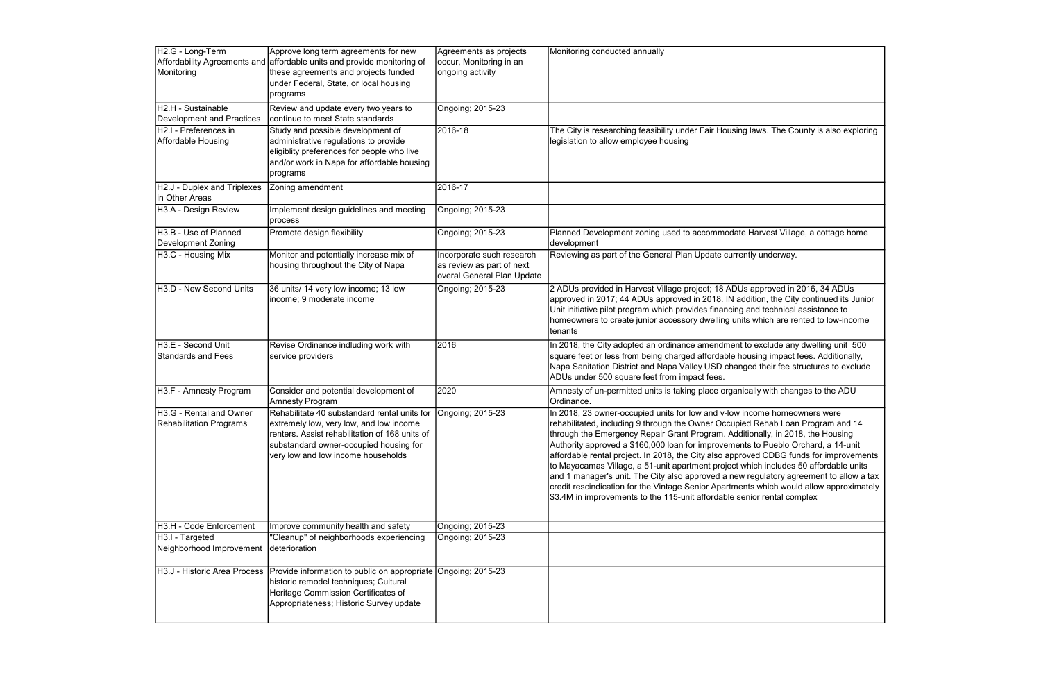| | | | |
|---|---|---|---|
| H2.G - Long-Term Affordability Agreements and Monitoring | Approve long term agreements for new affordable units and provide monitoring of these agreements and projects funded under Federal, State, or local housing programs | Agreements as projects occur, Monitoring in an ongoing activity | Monitoring conducted annually |
| H2.H - Sustainable Development and Practices | Review and update every two years to continue to meet State standards | Ongoing; 2015-23 | |
| H2.I - Preferences in Affordable Housing | Study and possible development of administrative regulations to provide eligiblity preferences for people who live and/or work in Napa for affordable housing programs | 2016-18 | The City is researching feasibility under Fair Housing laws. The County is also exploring legislation to allow employee housing |
| H2.J - Duplex and Triplexes in Other Areas | Zoning amendment | 2016-17 | |
| H3.A - Design Review | Implement design guidelines and meeting process | Ongoing; 2015-23 | |
| H3.B - Use of Planned Development Zoning | Promote design flexibility | Ongoing; 2015-23 | Planned Development zoning used to accommodate Harvest Village, a cottage home development |
| H3.C - Housing Mix | Monitor and potentially increase mix of housing throughout the City of Napa | Incorporate such research as review as part of next overal General Plan Update | Reviewing as part of the General Plan Update currently underway. |
| H3.D - New Second Units | 36 units/ 14 very low income; 13 low income; 9 moderate income | Ongoing; 2015-23 | 2 ADUs provided in Harvest Village project; 18 ADUs approved in 2016, 34 ADUs approved in 2017; 44 ADUs approved in 2018. IN addition, the City continued its Junior Unit initiative pilot program which provides financing and technical assistance to homeowners to create junior accessory dwelling units which are rented to low-income tenants |
| H3.E - Second Unit Standards and Fees | Revise Ordinance indluding work with service providers | 2016 | In 2018, the City adopted an ordinance amendment to exclude any dwelling unit 500 square feet or less from being charged affordable housing impact fees. Additionally, Napa Sanitation District and Napa Valley USD changed their fee structures to exclude ADUs under 500 square feet from impact fees. |
| H3.F - Amnesty Program | Consider and potential development of Amnesty Program | 2020 | Amnesty of un-permitted units is taking place organically with changes to the ADU Ordinance. |
| H3.G - Rental and Owner Rehabilitation Programs | Rehabilitate 40 substandard rental units for extremely low, very low, and low income renters. Assist rehabilitation of 168 units of substandard owner-occupied housing for very low and low income households | Ongoing; 2015-23 | In 2018, 23 owner-occupied units for low and v-low income homeowners were rehabilitated, including 9 through the Owner Occupied Rehab Loan Program and 14 through the Emergency Repair Grant Program. Additionally, in 2018, the Housing Authority approved a $160,000 loan for improvements to Pueblo Orchard, a 14-unit affordable rental project. In 2018, the City also approved CDBG funds for improvements to Mayacamas Village, a 51-unit apartment project which includes 50 affordable units and 1 manager's unit. The City also approved a new regulatory agreement to allow a tax credit rescindication for the Vintage Senior Apartments which would allow approximately $3.4M in improvements to the 115-unit affordable senior rental complex |
| H3.H - Code Enforcement | Improve community health and safety | Ongoing; 2015-23 | |
| H3.I - Targeted Neighborhood Improvement | "Cleanup" of neighborhoods experiencing deterioration | Ongoing; 2015-23 | |
| H3.J - Historic Area Process | Provide information to public on appropriate historic remodel techniques; Cultural Heritage Commission Certificates of Appropriateness; Historic Survey update | Ongoing; 2015-23 | |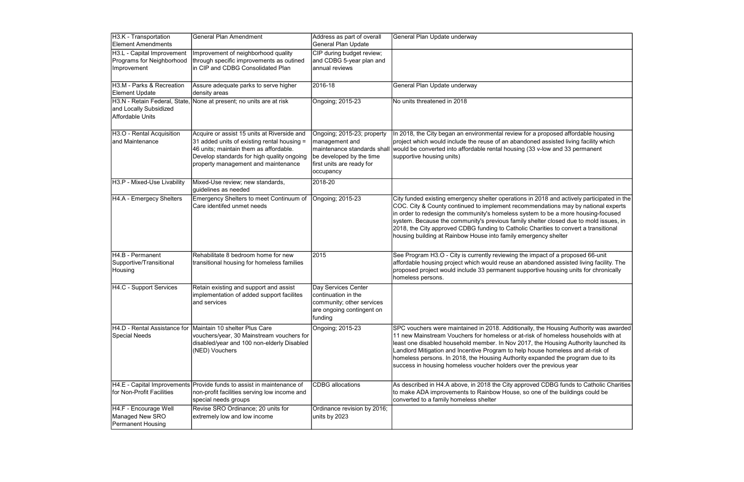| | | | |
|---|---|---|---|
| H3.K - Transportation Element Amendments | General Plan Amendment | Address as part of overall General Plan Update | General Plan Update underway |
| H3.L - Capital Improvement Programs for Neighborhood Improvement | Improvement of neighborhood quality through specific improvements as outined in CIP and CDBG Consolidated Plan | CIP during budget review; and CDBG 5-year plan and annual reviews | |
| H3.M - Parks & Recreation Element Update | Assure adequate parks to serve higher density areas | 2016-18 | General Plan Update underway |
| H3.N - Retain Federal, State, and Locally Subsidized Affordable Units | None at present; no units are at risk | Ongoing; 2015-23 | No units threatened in 2018 |
| H3.O - Rental Acquisition and Maintenance | Acquire or assist 15 units at Riverside and 31 added units of existing rental housing = 46 units; maintain them as affordable. Develop standards for high quality ongoing property management and maintenance | Ongoing; 2015-23; property management and maintenance standards shall be developed by the time first units are ready for occupancy | In 2018, the City began an environmental review for a proposed affordable housing project which would include the reuse of an abandoned assisted living facility which would be converted into affordable rental housing (33 v-low and 33 permanent supportive housing units) |
| H3.P - Mixed-Use Livability | Mixed-Use review; new standards, guidelines as needed | 2018-20 | |
| H4.A - Emergecy Shelters | Emergency Shelters to meet Continuum of Care identifed unmet needs | Ongoing; 2015-23 | City funded existing emergency shelter operations in 2018 and actively participated in the COC. City & County continued to implement recommendations may by national experts in order to redesign the community's homeless system to be a more housing-focused system. Because the community's previous family shelter closed due to mold issues, in 2018, the City approved CDBG funding to Catholic Charities to convert a transitional housing building at Rainbow House into family emergency shelter |
| H4.B - Permanent Supportive/Transitional Housing | Rehabilitate 8 bedroom home for new transitional housing for homeless families | 2015 | See Program H3.O - City is currently reviewing the impact of a proposed 66-unit affordable housing project which would reuse an abandoned assisted living facility. The proposed project would include 33 permanent supportive housing units for chronically homeless persons. |
| H4.C - Support Services | Retain existing and support and assist implementation of added support facilites and services | Day Services Center continuation in the community; other services are ongoing contingent on funding | |
| H4.D - Rental Assistance for Special Needs | Maintain 10 shelter Plus Care vouchers/year, 30 Mainstream vouchers for disabled/year and 100 non-elderly Disabled (NED) Vouchers | Ongoing; 2015-23 | SPC vouchers were maintained in 2018. Additionally, the Housing Authority was awarded 11 new Mainstream Vouchers for homeless or at-risk of homeless households with at least one disabled household member. In Nov 2017, the Housing Authority launched its Landlord Mitigation and Incentive Program to help house homeless and at-risk of homeless persons. In 2018, the Housing Authority expanded the program due to its success in housing homeless voucher holders over the previous year |
| H4.E - Capital Improvements for Non-Profit Facilities | Provide funds to assist in maintenance of non-profit facilities serving low income and special needs groups | CDBG allocations | As described in H4.A above, in 2018 the City approved CDBG funds to Catholic Charities to make ADA improvements to Rainbow House, so one of the buildings could be converted to a family homeless shelter |
| H4.F - Encourage Well Managed New SRO Permanent Housing | Revise SRO Ordinance; 20 units for extremely low and low income | Ordinance revision by 2016; units by 2023 | |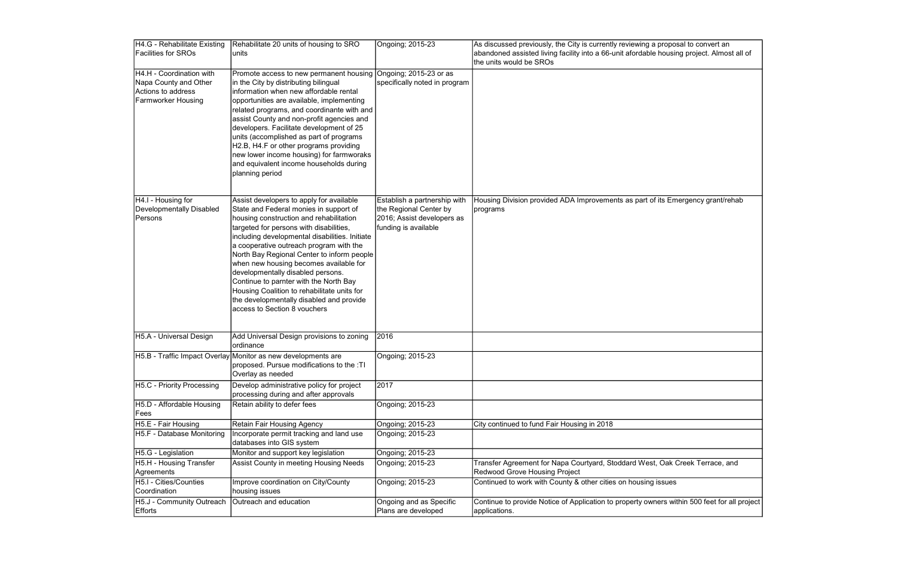| H4.G - Rehabilitate Existing Facilities for SROs | Rehabilitate 20 units of housing to SRO units | Ongoing; 2015-23 | As discussed previously, the City is currently reviewing a proposal to convert an abandoned assisted living facility into a 66-unit afordable housing project. Almost all of the units would be SROs |
|---|---|---|---|
| H4.H - Coordination with Napa County and Other Actions to address Farmworker Housing | Promote access to new permanent housing in the City by distributing bilingual information when new affordable rental opportunities are available, implementing related programs, and coordinante with and assist County and non-profit agencies and developers. Facilitate development of 25 units (accomplished as part of programs H2.B, H4.F or other programs providing new lower income housing) for farmworaks and equivalent income households during planning period | Ongoing; 2015-23 or as specifically noted in program | |
| H4.I - Housing for Developmentally Disabled Persons | Assist developers to apply for available State and Federal monies in support of housing construction and rehabilitation targeted for persons with disabilities, including developmental disabilities. Initiate a cooperative outreach program with the North Bay Regional Center to inform people when new housing becomes available for developmentally disabled persons. Continue to parnter with the North Bay Housing Coalition to rehabilitate units for the developmentally disabled and provide access to Section 8 vouchers | Establish a partnership with the Regional Center by 2016; Assist developers as funding is available | Housing Division provided ADA Improvements as part of its Emergency grant/rehab programs |
| H5.A - Universal Design | Add Universal Design provisions to zoning ordinance | 2016 | |
| H5.B - Traffic Impact Overlay | Monitor as new developments are proposed. Pursue modifications to the :TI Overlay as needed | Ongoing; 2015-23 | |
| H5.C - Priority Processing | Develop administrative policy for project processing during and after approvals | 2017 | |
| H5.D - Affordable Housing Fees | Retain ability to defer fees | Ongoing; 2015-23 | |
| H5.E - Fair Housing | Retain Fair Housing Agency | Ongoing; 2015-23 | City continued to fund Fair Housing in 2018 |
| H5.F - Database Monitoring | Incorporate permit tracking and land use databases into GIS system | Ongoing; 2015-23 | |
| H5.G - Legislation | Monitor and support key legislation | Ongoing; 2015-23 | |
| H5.H - Housing Transfer Agreements | Assist County in meeting Housing Needs | Ongoing; 2015-23 | Transfer Agreement for Napa Courtyard, Stoddard West, Oak Creek Terrace, and Redwood Grove Housing Project |
| H5.I - Cities/Counties Coordination | Improve coordination on City/County housing issues | Ongoing; 2015-23 | Continued to work with County & other cities on housing issues |
| H5.J - Community Outreach Efforts | Outreach and education | Ongoing and as Specific Plans are developed | Continue to provide Notice of Application to property owners within 500 feet for all project applications. |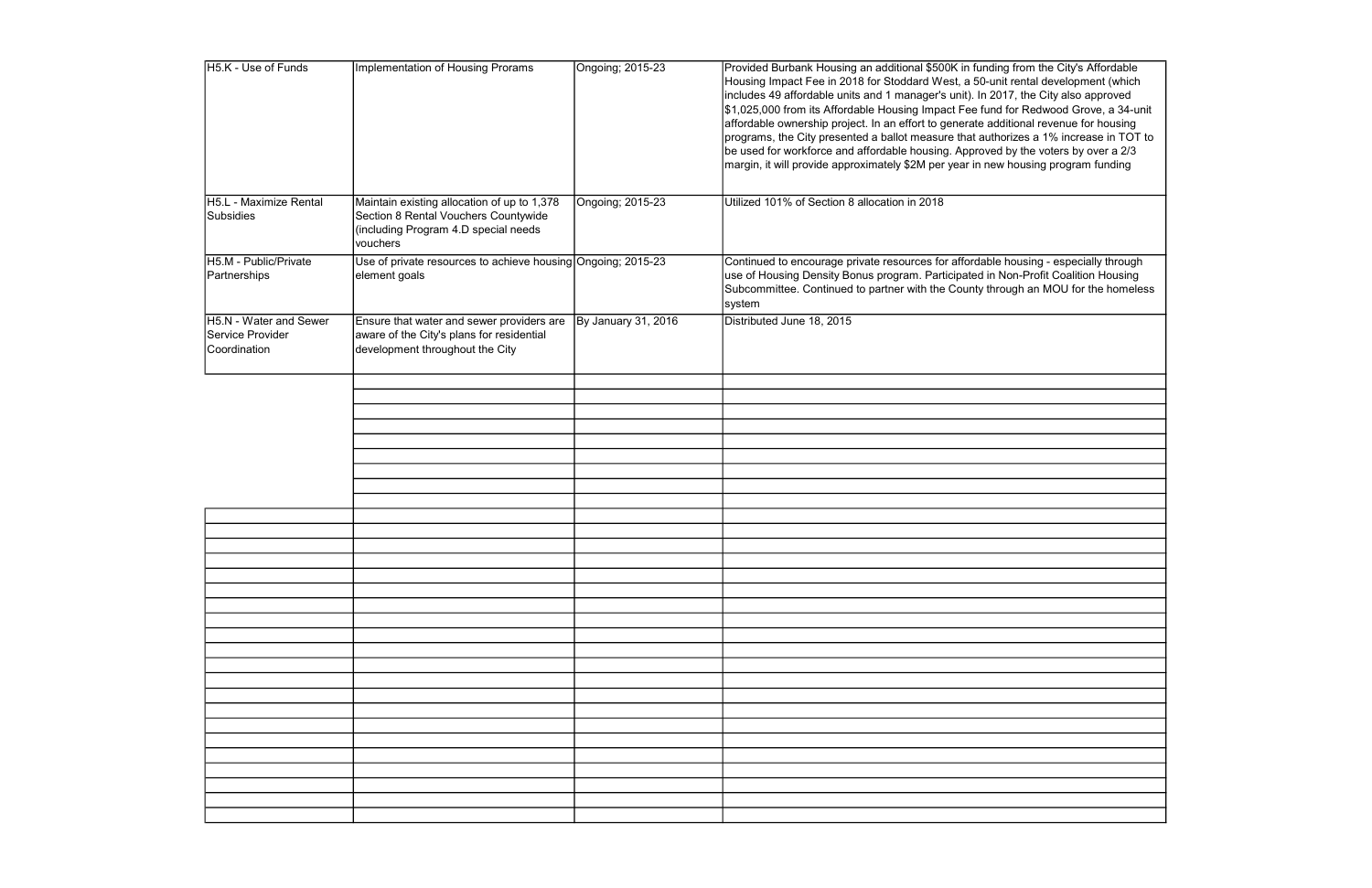| H5.K - Use of Funds | Implementation of Housing Prorams | Ongoing; 2015-23 | Provided Burbank Housing an additional $500K in funding from the City's Affordable Housing Impact Fee in 2018 for Stoddard West, a 50-unit rental development (which includes 49 affordable units and 1 manager's unit). In 2017, the City also approved $1,025,000 from its Affordable Housing Impact Fee fund for Redwood Grove, a 34-unit affordable ownership project. In an effort to generate additional revenue for housing programs, the City presented a ballot measure that authorizes a 1% increase in TOT to be used for workforce and affordable housing. Approved by the voters by over a 2/3 margin, it will provide approximately $2M per year in new housing program funding |
|---|---|---|---|
| H5.L - Maximize Rental Subsidies | Maintain existing allocation of up to 1,378 Section 8 Rental Vouchers Countywide (including Program 4.D special needs vouchers | Ongoing; 2015-23 | Utilized 101% of Section 8 allocation in 2018 |
| H5.M - Public/Private Partnerships | Use of private resources to achieve housing element goals | Ongoing; 2015-23 | Continued to encourage private resources for affordable housing - especially through use of Housing Density Bonus program. Participated in Non-Profit Coalition Housing Subcommittee. Continued to partner with the County through an MOU for the homeless system |
| H5.N - Water and Sewer Service Provider Coordination | Ensure that water and sewer providers are aware of the City's plans for residential development throughout the City | By January 31, 2016 | Distributed June 18, 2015 |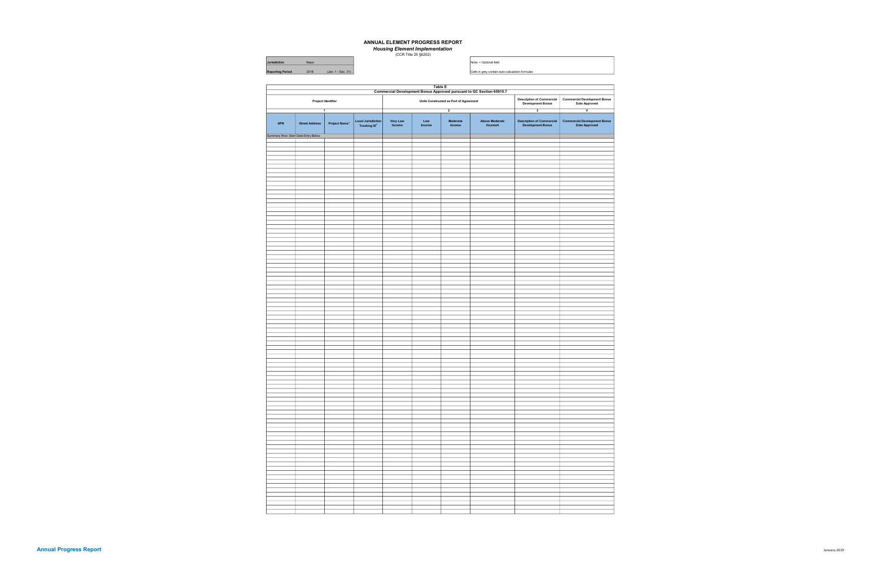# ANNUAL ELEMENT PROGRESS REPORT

***Housing Element Implementation***

(CCR Title 25 §6202)

| Jurisdiction | Napa | |
|---|---|---|
| Reporting Period | 2018 | (Jan. 1 - Dec. 31) |

Note: + Optional field

Cells in grey contain auto-calculation formulas

| Table E | | | | | | | | | |
|---|---|---|---|---|---|---|---|---|---|
| Commercial Development Bonus Approved pursuant to GC Section 65915.7 | | | | | | | | | |
| Project Identifier | | | | Units Constructed as Part of Agreement | | | | Description of Commercial Development Bonus | Commercial Development Bonus Date Approved |
| 1 | | | | 2 | | | | 3 | 4 |
| APN | Street Address | Project Name+ | Local Jurisdiction Tracking ID+ | Very Low Income | Low Income | Moderate Income | Above Moderate Income4 | Description of Commercial Development Bonus | Commercial Development Bonus Date Approved |
| Summary Row: Start Data Entry Below | | | | | | | | | |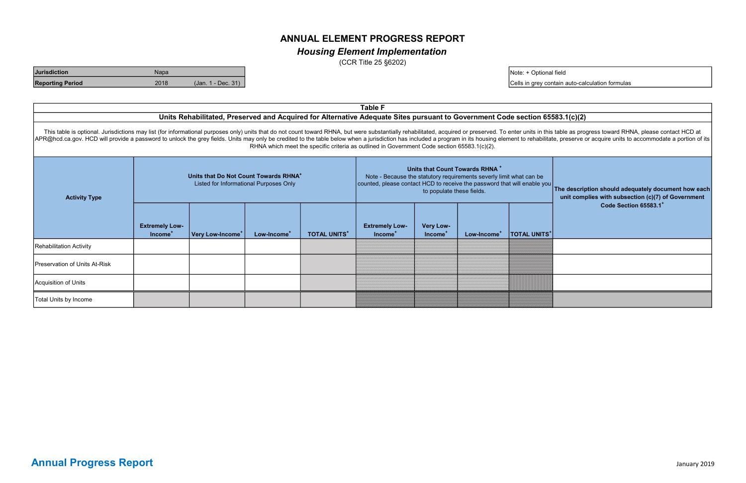# ANNUAL ELEMENT PROGRESS REPORT

## *Housing Element Implementation*

(CCR Title 25 §6202)

| | | |
|---|---|---|
| **Jurisdiction** | Napa | |
| **Reporting Period** | 2018 | (Jan. 1 - Dec. 31) |

Note: + Optional field
Cells in grey contain auto-calculation formulas

### Table F

**Units Rehabilitated, Preserved and Acquired for Alternative Adequate Sites pursuant to Government Code section 65583.1(c)(2)**

This table is optional. Jurisdictions may list (for informational purposes only) units that do not count toward RHNA, but were substantially rehabilitated, acquired or preserved. To enter units in this table as progress toward RHNA, please contact HCD at APR@hcd.ca.gov. HCD will provide a password to unlock the grey fields. Units may only be credited to the table below when a jurisdiction has included a program in its housing element to rehabilitate, preserve or acquire units to accommodate a portion of its RHNA which meet the specific criteria as outlined in Government Code section 65583.1(c)(2).

| Activity Type | **Units that Do Not Count Towards RHNA+** Listed for Informational Purposes Only | | | | **Units that Count Towards RHNA +** Note - Because the statutory requirements severly limit what can be counted, please contact HCD to receive the password that will enable you to populate these fields. | | | | The description should adequately document how each unit complies with subsection (c)(7) of Government Code Section 65583.1+ |
|---|---|---|---|---|---|---|---|---|---|
| | **Extremely Low-Income+** | **Very Low-Income+** | **Low-Income+** | **TOTAL UNITS+** | **Extremely Low-Income+** | **Very Low-Income+** | **Low-Income+** | **TOTAL UNITS+** | |
| Rehabilitation Activity | | | | | | | | | |
| Preservation of Units At-Risk | | | | | | | | | |
| Acquisition of Units | | | | | | | | | |
| Total Units by Income | | | | | | | | | |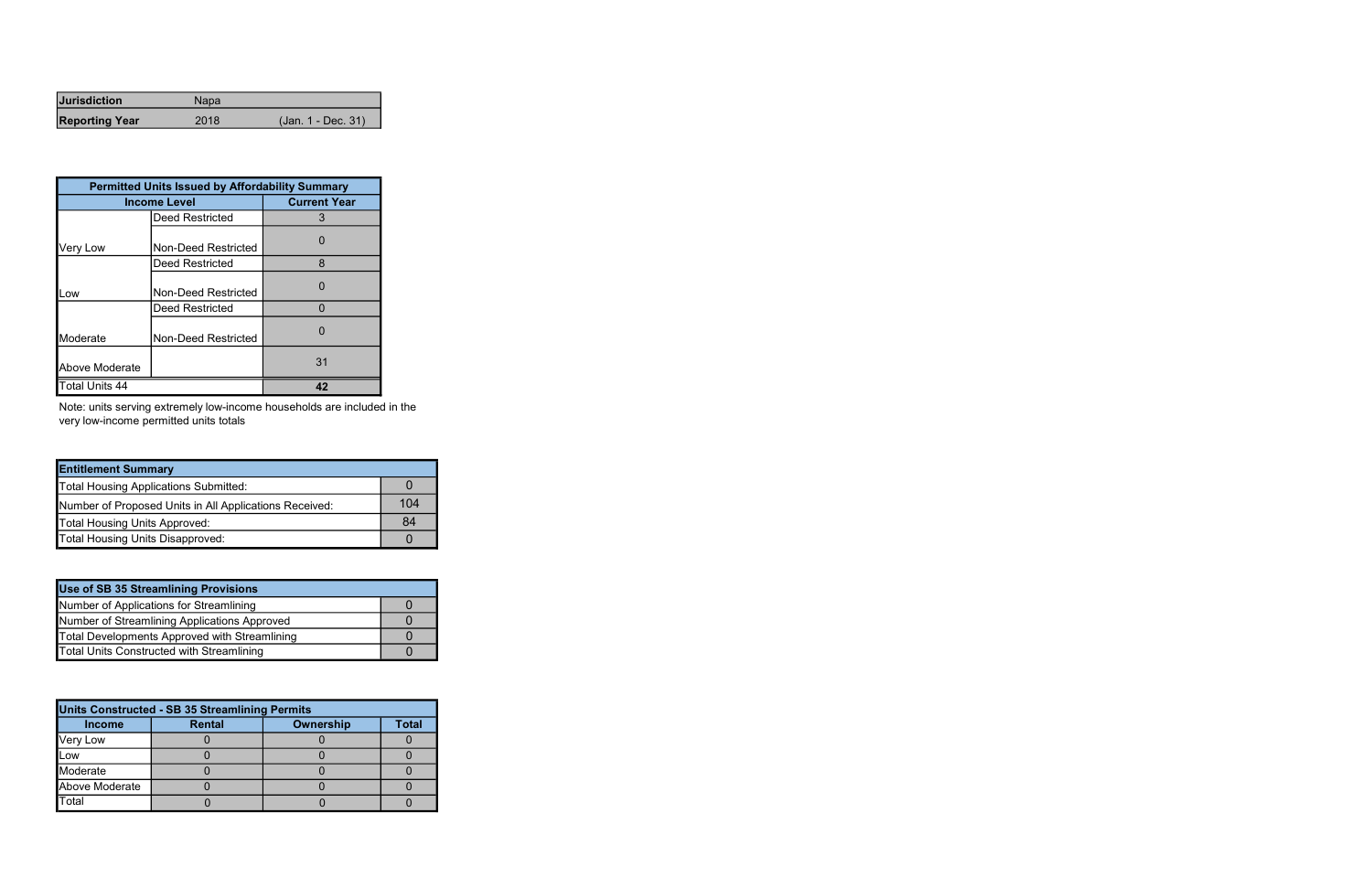| | | |
|---|---|---|
| **Jurisdiction** | Napa | |
| **Reporting Year** | 2018 | (Jan. 1 - Dec. 31) |

| **Permitted Units Issued by Affordability Summary** | | |
|---|---|---|
| **Income Level** | | **Current Year** |
| Very Low | Deed Restricted | 3 |
| | Non-Deed Restricted | 0 |
| Low | Deed Restricted | 8 |
| | Non-Deed Restricted | 0 |
| Moderate | Deed Restricted | 0 |
| | Non-Deed Restricted | 0 |
| Above Moderate | | 31 |
| Total Units 44 | | **42** |

Note: units serving extremely low-income households are included in the very low-income permitted units totals

| **Entitlement Summary** | |
|---|---|
| Total Housing Applications Submitted: | 0 |
| Number of Proposed Units in All Applications Received: | 104 |
| Total Housing Units Approved: | 84 |
| Total Housing Units Disapproved: | 0 |

| **Use of SB 35 Streamlining Provisions** | |
|---|---|
| Number of Applications for Streamlining | 0 |
| Number of Streamlining Applications Approved | 0 |
| Total Developments Approved with Streamlining | 0 |
| Total Units Constructed with Streamlining | 0 |

| **Units Constructed - SB 35 Streamlining Permits** | | | |
|---|---|---|---|
| **Income** | **Rental** | **Ownership** | **Total** |
| Very Low | 0 | 0 | 0 |
| Low | 0 | 0 | 0 |
| Moderate | 0 | 0 | 0 |
| Above Moderate | 0 | 0 | 0 |
| Total | 0 | 0 | 0 |